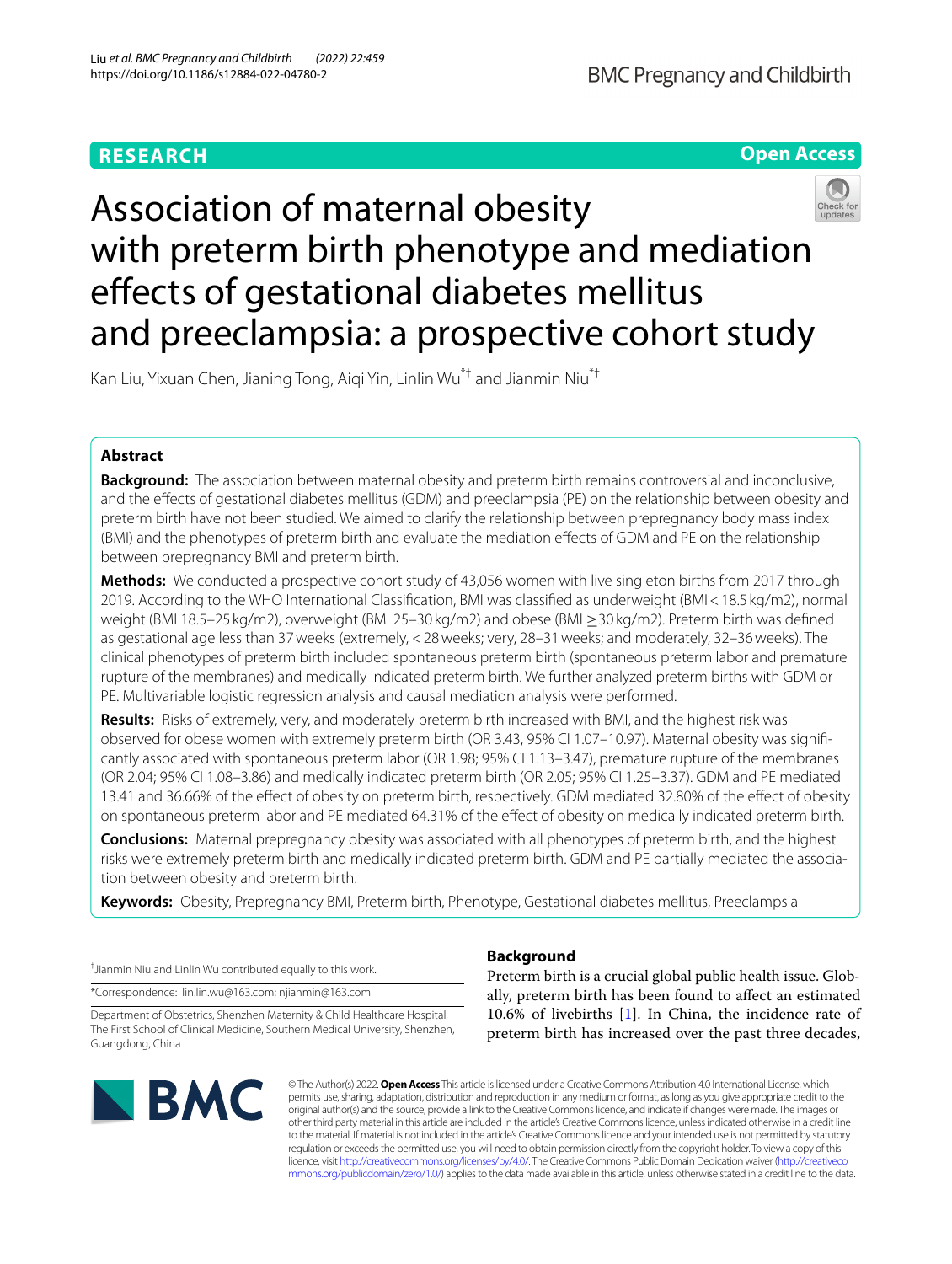RESEARCH

Open Access

# Association of maternal obesity with preterm birth phenotype and mediation effects of gestational diabetes mellitus and preeclampsia: a prospective cohort study

Kan Liu, Yixuan Chen, Jianing Tong, Aiqi Yin, Linlin Wu[*†] and Jianmin Niu[*†]

## Abstract

**Background:** The association between maternal obesity and preterm birth remains controversial and inconclusive, and the effects of gestational diabetes mellitus (GDM) and preeclampsia (PE) on the relationship between obesity and preterm birth have not been studied. We aimed to clarify the relationship between prepregnancy body mass index (BMI) and the phenotypes of preterm birth and evaluate the mediation effects of GDM and PE on the relationship between prepregnancy BMI and preterm birth.

**Methods:** We conducted a prospective cohort study of 43,056 women with live singleton births from 2017 through 2019. According to the WHO International Classification, BMI was classified as underweight (BMI < 18.5 kg/m2), normal weight (BMI 18.5–25 kg/m2), overweight (BMI 25–30 kg/m2) and obese (BMI ≥30 kg/m2). Preterm birth was defined as gestational age less than 37 weeks (extremely, < 28 weeks; very, 28–31 weeks; and moderately, 32–36 weeks). The clinical phenotypes of preterm birth included spontaneous preterm birth (spontaneous preterm labor and premature rupture of the membranes) and medically indicated preterm birth. We further analyzed preterm births with GDM or PE. Multivariable logistic regression analysis and causal mediation analysis were performed.

**Results:** Risks of extremely, very, and moderately preterm birth increased with BMI, and the highest risk was observed for obese women with extremely preterm birth (OR 3.43, 95% CI 1.07–10.97). Maternal obesity was significantly associated with spontaneous preterm labor (OR 1.98; 95% CI 1.13–3.47), premature rupture of the membranes (OR 2.04; 95% CI 1.08–3.86) and medically indicated preterm birth (OR 2.05; 95% CI 1.25–3.37). GDM and PE mediated 13.41 and 36.66% of the effect of obesity on preterm birth, respectively. GDM mediated 32.80% of the effect of obesity on spontaneous preterm labor and PE mediated 64.31% of the effect of obesity on medically indicated preterm birth.

**Conclusions:** Maternal prepregnancy obesity was associated with all phenotypes of preterm birth, and the highest risks were extremely preterm birth and medically indicated preterm birth. GDM and PE partially mediated the association between obesity and preterm birth.

**Keywords:** Obesity, Prepregnancy BMI, Preterm birth, Phenotype, Gestational diabetes mellitus, Preeclampsia

[†]Jianmin Niu and Linlin Wu contributed equally to this work.

*Correspondence: lin.lin.wu@163.com; njianmin@163.com

Department of Obstetrics, Shenzhen Maternity & Child Healthcare Hospital, The First School of Clinical Medicine, Southern Medical University, Shenzhen, Guangdong, China

## Background

Preterm birth is a crucial global public health issue. Globally, preterm birth has been found to affect an estimated 10.6% of livebirths [1]. In China, the incidence rate of preterm birth has increased over the past three decades,

© The Author(s) 2022. **Open Access** This article is licensed under a Creative Commons Attribution 4.0 International License, which permits use, sharing, adaptation, distribution and reproduction in any medium or format, as long as you give appropriate credit to the original author(s) and the source, provide a link to the Creative Commons licence, and indicate if changes were made. The images or other third party material in this article are included in the article's Creative Commons licence, unless indicated otherwise in a credit line to the material. If material is not included in the article's Creative Commons licence and your intended use is not permitted by statutory regulation or exceeds the permitted use, you will need to obtain permission directly from the copyright holder. To view a copy of this licence, visit http://creativecommons.org/licenses/by/4.0/. The Creative Commons Public Domain Dedication waiver (http://creativecommons.org/publicdomain/zero/1.0/) applies to the data made available in this article, unless otherwise stated in a credit line to the data.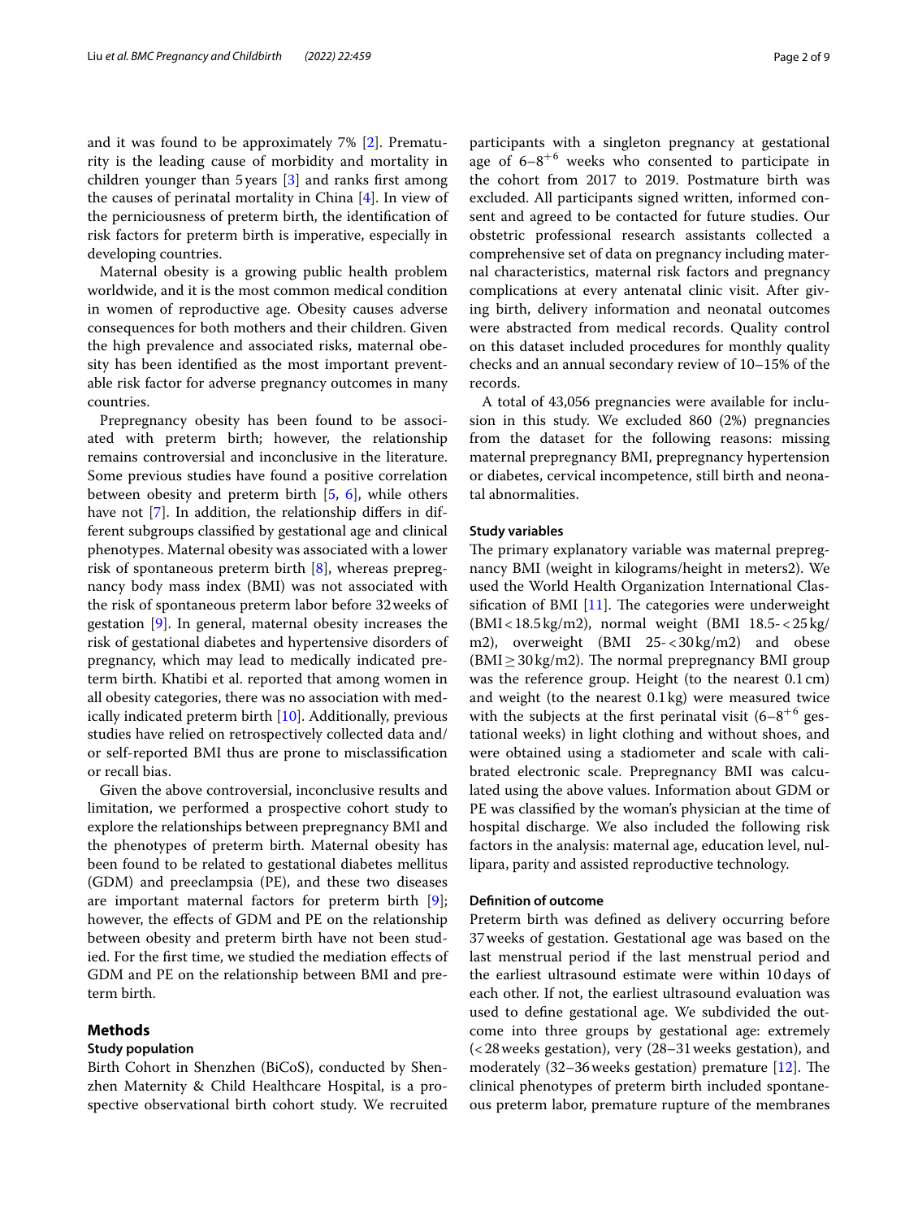and it was found to be approximately 7% [2]. Prematurity is the leading cause of morbidity and mortality in children younger than 5 years [3] and ranks first among the causes of perinatal mortality in China [4]. In view of the perniciousness of preterm birth, the identification of risk factors for preterm birth is imperative, especially in developing countries.

Maternal obesity is a growing public health problem worldwide, and it is the most common medical condition in women of reproductive age. Obesity causes adverse consequences for both mothers and their children. Given the high prevalence and associated risks, maternal obesity has been identified as the most important preventable risk factor for adverse pregnancy outcomes in many countries.

Prepregnancy obesity has been found to be associated with preterm birth; however, the relationship remains controversial and inconclusive in the literature. Some previous studies have found a positive correlation between obesity and preterm birth [5, 6], while others have not [7]. In addition, the relationship differs in different subgroups classified by gestational age and clinical phenotypes. Maternal obesity was associated with a lower risk of spontaneous preterm birth [8], whereas prepregnancy body mass index (BMI) was not associated with the risk of spontaneous preterm labor before 32 weeks of gestation [9]. In general, maternal obesity increases the risk of gestational diabetes and hypertensive disorders of pregnancy, which may lead to medically indicated preterm birth. Khatibi et al. reported that among women in all obesity categories, there was no association with medically indicated preterm birth [10]. Additionally, previous studies have relied on retrospectively collected data and/or self-reported BMI thus are prone to misclassification or recall bias.

Given the above controversial, inconclusive results and limitation, we performed a prospective cohort study to explore the relationships between prepregnancy BMI and the phenotypes of preterm birth. Maternal obesity has been found to be related to gestational diabetes mellitus (GDM) and preeclampsia (PE), and these two diseases are important maternal factors for preterm birth [9]; however, the effects of GDM and PE on the relationship between obesity and preterm birth have not been studied. For the first time, we studied the mediation effects of GDM and PE on the relationship between BMI and preterm birth.

## Methods

### Study population

Birth Cohort in Shenzhen (BiCoS), conducted by Shenzhen Maternity & Child Healthcare Hospital, is a prospective observational birth cohort study. We recruited participants with a singleton pregnancy at gestational age of $6–8^{+6}$ weeks who consented to participate in the cohort from 2017 to 2019. Postmature birth was excluded. All participants signed written, informed consent and agreed to be contacted for future studies. Our obstetric professional research assistants collected a comprehensive set of data on pregnancy including maternal characteristics, maternal risk factors and pregnancy complications at every antenatal clinic visit. After giving birth, delivery information and neonatal outcomes were abstracted from medical records. Quality control on this dataset included procedures for monthly quality checks and an annual secondary review of 10–15% of the records.

A total of 43,056 pregnancies were available for inclusion in this study. We excluded 860 (2%) pregnancies from the dataset for the following reasons: missing maternal prepregnancy BMI, prepregnancy hypertension or diabetes, cervical incompetence, still birth and neonatal abnormalities.

### Study variables

The primary explanatory variable was maternal prepregnancy BMI (weight in kilograms/height in meters2). We used the World Health Organization International Classification of BMI [11]. The categories were underweight (BMI < 18.5 kg/m2), normal weight (BMI 18.5- < 25 kg/m2), overweight (BMI 25- < 30 kg/m2) and obese (BMI ≥ 30 kg/m2). The normal prepregnancy BMI group was the reference group. Height (to the nearest 0.1 cm) and weight (to the nearest 0.1 kg) were measured twice with the subjects at the first perinatal visit ($6–8^{+6}$ gestational weeks) in light clothing and without shoes, and were obtained using a stadiometer and scale with calibrated electronic scale. Prepregnancy BMI was calculated using the above values. Information about GDM or PE was classified by the woman's physician at the time of hospital discharge. We also included the following risk factors in the analysis: maternal age, education level, nullipara, parity and assisted reproductive technology.

### Definition of outcome

Preterm birth was defined as delivery occurring before 37 weeks of gestation. Gestational age was based on the last menstrual period if the last menstrual period and the earliest ultrasound estimate were within 10 days of each other. If not, the earliest ultrasound evaluation was used to define gestational age. We subdivided the outcome into three groups by gestational age: extremely (< 28 weeks gestation), very (28–31 weeks gestation), and moderately (32–36 weeks gestation) premature [12]. The clinical phenotypes of preterm birth included spontaneous preterm labor, premature rupture of the membranes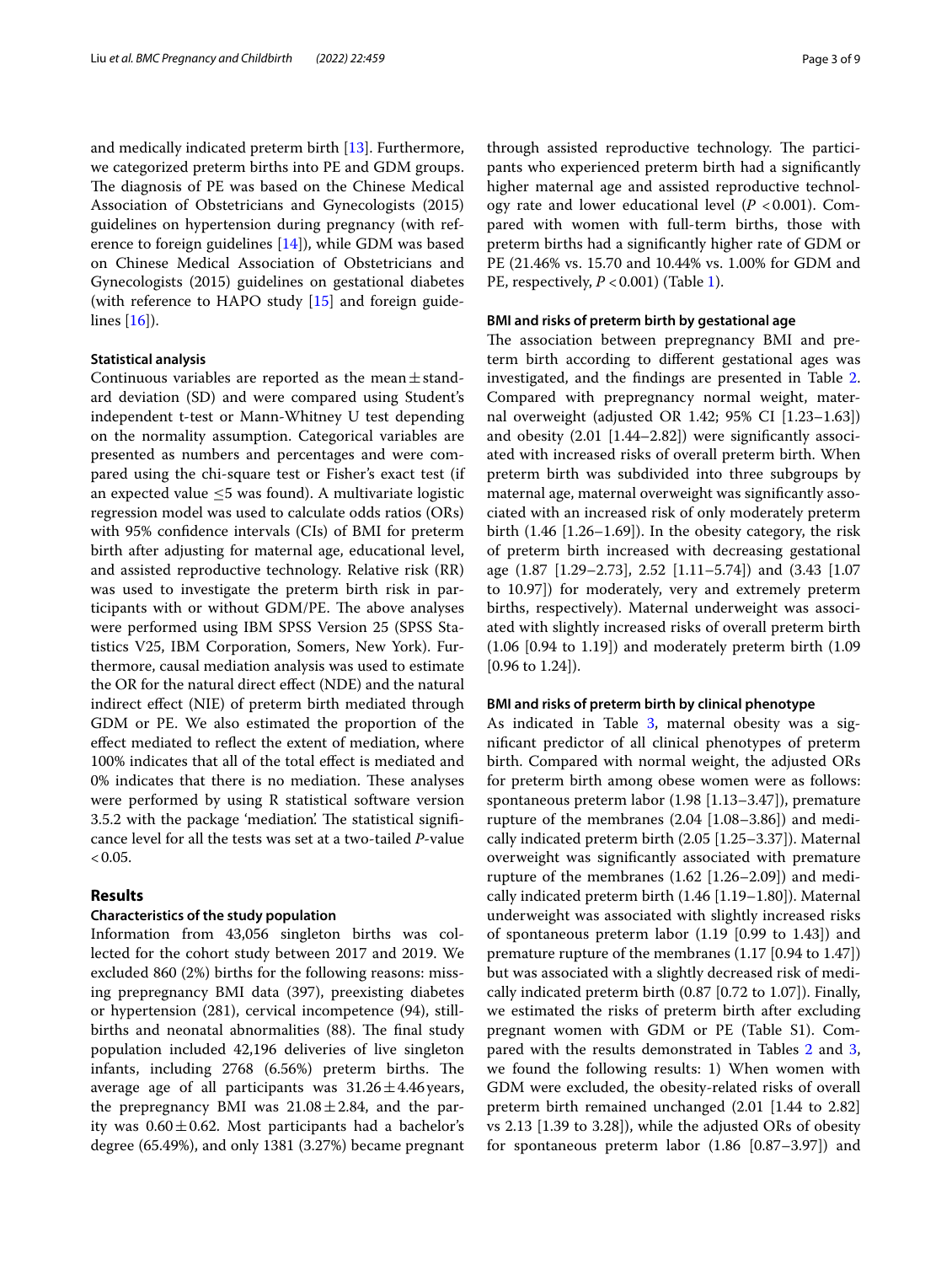and medically indicated preterm birth [13]. Furthermore, we categorized preterm births into PE and GDM groups. The diagnosis of PE was based on the Chinese Medical Association of Obstetricians and Gynecologists (2015) guidelines on hypertension during pregnancy (with reference to foreign guidelines [14]), while GDM was based on Chinese Medical Association of Obstetricians and Gynecologists (2015) guidelines on gestational diabetes (with reference to HAPO study [15] and foreign guidelines [16]).

### Statistical analysis

Continuous variables are reported as the mean ± standard deviation (SD) and were compared using Student's independent t-test or Mann-Whitney U test depending on the normality assumption. Categorical variables are presented as numbers and percentages and were compared using the chi-square test or Fisher's exact test (if an expected value ≤5 was found). A multivariate logistic regression model was used to calculate odds ratios (ORs) with 95% confidence intervals (CIs) of BMI for preterm birth after adjusting for maternal age, educational level, and assisted reproductive technology. Relative risk (RR) was used to investigate the preterm birth risk in participants with or without GDM/PE. The above analyses were performed using IBM SPSS Version 25 (SPSS Statistics V25, IBM Corporation, Somers, New York). Furthermore, causal mediation analysis was used to estimate the OR for the natural direct effect (NDE) and the natural indirect effect (NIE) of preterm birth mediated through GDM or PE. We also estimated the proportion of the effect mediated to reflect the extent of mediation, where 100% indicates that all of the total effect is mediated and 0% indicates that there is no mediation. These analyses were performed by using R statistical software version 3.5.2 with the package 'mediation'. The statistical significance level for all the tests was set at a two-tailed *P*-value < 0.05.

## Results

### Characteristics of the study population

Information from 43,056 singleton births was collected for the cohort study between 2017 and 2019. We excluded 860 (2%) births for the following reasons: missing prepregnancy BMI data (397), preexisting diabetes or hypertension (281), cervical incompetence (94), stillbirths and neonatal abnormalities (88). The final study population included 42,196 deliveries of live singleton infants, including 2768 (6.56%) preterm births. The average age of all participants was 31.26 ± 4.46 years, the prepregnancy BMI was 21.08 ± 2.84, and the parity was 0.60 ± 0.62. Most participants had a bachelor's degree (65.49%), and only 1381 (3.27%) became pregnant through assisted reproductive technology. The participants who experienced preterm birth had a significantly higher maternal age and assisted reproductive technology rate and lower educational level (*P* < 0.001). Compared with women with full-term births, those with preterm births had a significantly higher rate of GDM or PE (21.46% vs. 15.70 and 10.44% vs. 1.00% for GDM and PE, respectively, *P* < 0.001) (Table 1).

### BMI and risks of preterm birth by gestational age

The association between prepregnancy BMI and preterm birth according to different gestational ages was investigated, and the findings are presented in Table 2. Compared with prepregnancy normal weight, maternal overweight (adjusted OR 1.42; 95% CI [1.23–1.63]) and obesity (2.01 [1.44–2.82]) were significantly associated with increased risks of overall preterm birth. When preterm birth was subdivided into three subgroups by maternal age, maternal overweight was significantly associated with an increased risk of only moderately preterm birth (1.46 [1.26–1.69]). In the obesity category, the risk of preterm birth increased with decreasing gestational age (1.87 [1.29–2.73], 2.52 [1.11–5.74]) and (3.43 [1.07 to 10.97]) for moderately, very and extremely preterm births, respectively). Maternal underweight was associated with slightly increased risks of overall preterm birth (1.06 [0.94 to 1.19]) and moderately preterm birth (1.09 [0.96 to 1.24]).

### BMI and risks of preterm birth by clinical phenotype

As indicated in Table 3, maternal obesity was a significant predictor of all clinical phenotypes of preterm birth. Compared with normal weight, the adjusted ORs for preterm birth among obese women were as follows: spontaneous preterm labor (1.98 [1.13–3.47]), premature rupture of the membranes (2.04 [1.08–3.86]) and medically indicated preterm birth (2.05 [1.25–3.37]). Maternal overweight was significantly associated with premature rupture of the membranes (1.62 [1.26–2.09]) and medically indicated preterm birth (1.46 [1.19–1.80]). Maternal underweight was associated with slightly increased risks of spontaneous preterm labor (1.19 [0.99 to 1.43]) and premature rupture of the membranes (1.17 [0.94 to 1.47]) but was associated with a slightly decreased risk of medically indicated preterm birth (0.87 [0.72 to 1.07]). Finally, we estimated the risks of preterm birth after excluding pregnant women with GDM or PE (Table S1). Compared with the results demonstrated in Tables 2 and 3, we found the following results: 1) When women with GDM were excluded, the obesity-related risks of overall preterm birth remained unchanged (2.01 [1.44 to 2.82] vs 2.13 [1.39 to 3.28]), while the adjusted ORs of obesity for spontaneous preterm labor (1.86 [0.87–3.97]) and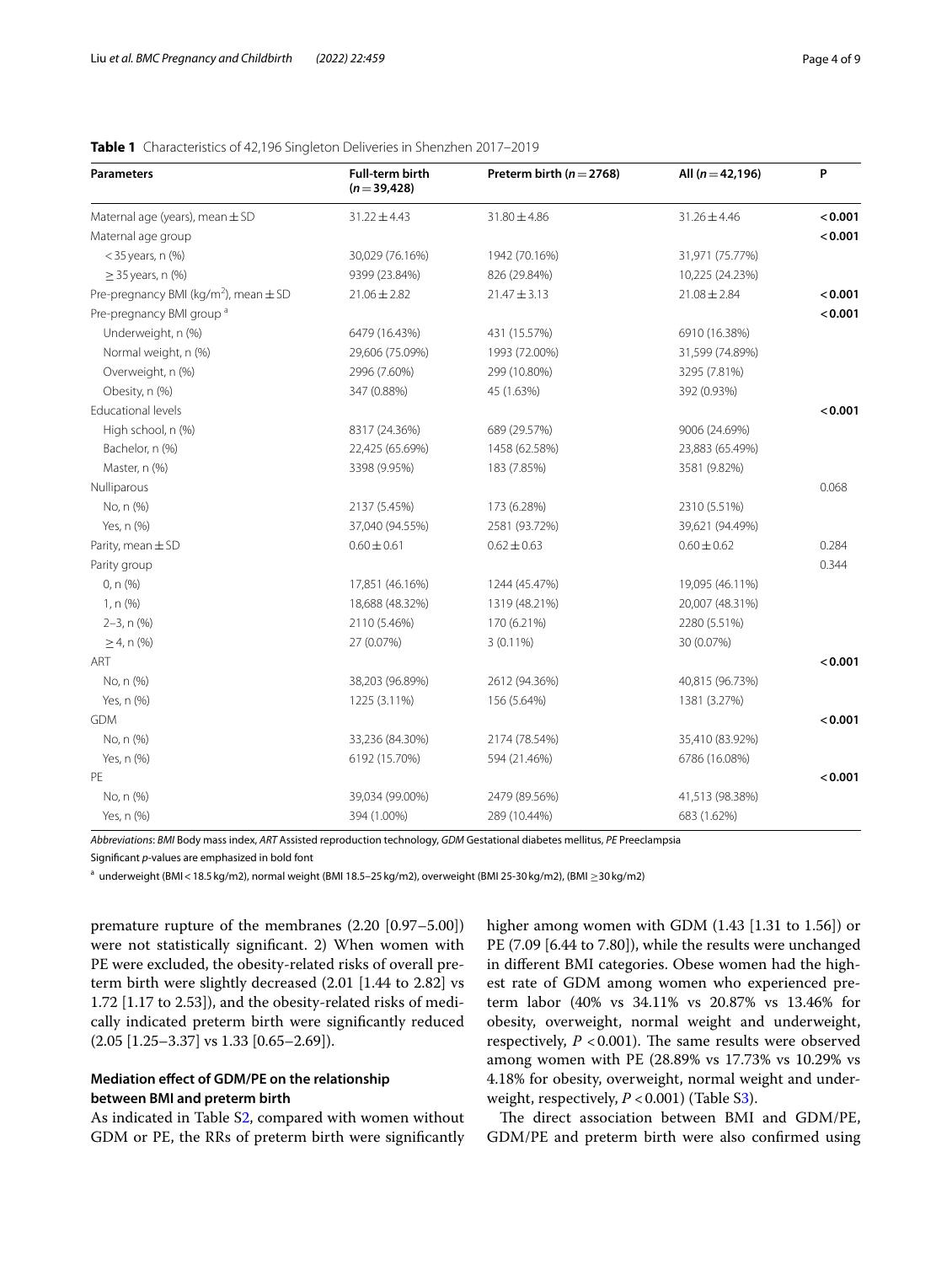**Table 1** Characteristics of 42,196 Singleton Deliveries in Shenzhen 2017–2019

| Parameters | Full-term birth ($n = 39{,}428$) | Preterm birth ($n = 2768$) | All ($n = 42{,}196$) | P |
|---|---|---|---|---|
| Maternal age (years), mean ± SD | 31.22 ± 4.43 | 31.80 ± 4.86 | 31.26 ± 4.46 | **< 0.001** |
| Maternal age group | | | | **< 0.001** |
| < 35 years, n (%) | 30,029 (76.16%) | 1942 (70.16%) | 31,971 (75.77%) | |
| ≥ 35 years, n (%) | 9399 (23.84%) | 826 (29.84%) | 10,225 (24.23%) | |
| Pre-pregnancy BMI (kg/m$^2$), mean ± SD | 21.06 ± 2.82 | 21.47 ± 3.13 | 21.08 ± 2.84 | **< 0.001** |
| Pre-pregnancy BMI group [a] | | | | **< 0.001** |
| Underweight, n (%) | 6479 (16.43%) | 431 (15.57%) | 6910 (16.38%) | |
| Normal weight, n (%) | 29,606 (75.09%) | 1993 (72.00%) | 31,599 (74.89%) | |
| Overweight, n (%) | 2996 (7.60%) | 299 (10.80%) | 3295 (7.81%) | |
| Obesity, n (%) | 347 (0.88%) | 45 (1.63%) | 392 (0.93%) | |
| Educational levels | | | | **< 0.001** |
| High school, n (%) | 8317 (24.36%) | 689 (29.57%) | 9006 (24.69%) | |
| Bachelor, n (%) | 22,425 (65.69%) | 1458 (62.58%) | 23,883 (65.49%) | |
| Master, n (%) | 3398 (9.95%) | 183 (7.85%) | 3581 (9.82%) | |
| Nulliparous | | | | 0.068 |
| No, n (%) | 2137 (5.45%) | 173 (6.28%) | 2310 (5.51%) | |
| Yes, n (%) | 37,040 (94.55%) | 2581 (93.72%) | 39,621 (94.49%) | |
| Parity, mean ± SD | 0.60 ± 0.61 | 0.62 ± 0.63 | 0.60 ± 0.62 | 0.284 |
| Parity group | | | | 0.344 |
| 0, n (%) | 17,851 (46.16%) | 1244 (45.47%) | 19,095 (46.11%) | |
| 1, n (%) | 18,688 (48.32%) | 1319 (48.21%) | 20,007 (48.31%) | |
| 2–3, n (%) | 2110 (5.46%) | 170 (6.21%) | 2280 (5.51%) | |
| ≥ 4, n (%) | 27 (0.07%) | 3 (0.11%) | 30 (0.07%) | |
| ART | | | | **< 0.001** |
| No, n (%) | 38,203 (96.89%) | 2612 (94.36%) | 40,815 (96.73%) | |
| Yes, n (%) | 1225 (3.11%) | 156 (5.64%) | 1381 (3.27%) | |
| GDM | | | | **< 0.001** |
| No, n (%) | 33,236 (84.30%) | 2174 (78.54%) | 35,410 (83.92%) | |
| Yes, n (%) | 6192 (15.70%) | 594 (21.46%) | 6786 (16.08%) | |
| PE | | | | **< 0.001** |
| No, n (%) | 39,034 (99.00%) | 2479 (89.56%) | 41,513 (98.38%) | |
| Yes, n (%) | 394 (1.00%) | 289 (10.44%) | 683 (1.62%) | |

*Abbreviations*: *BMI* Body mass index, *ART* Assisted reproduction technology, *GDM* Gestational diabetes mellitus, *PE* Preeclampsia

Significant *p*-values are emphasized in bold font

[a] underweight (BMI < 18.5 kg/m2), normal weight (BMI 18.5–25 kg/m2), overweight (BMI 25-30 kg/m2), (BMI ≥30 kg/m2)

premature rupture of the membranes (2.20 [0.97–5.00]) were not statistically significant. 2) When women with PE were excluded, the obesity-related risks of overall preterm birth were slightly decreased (2.01 [1.44 to 2.82] vs 1.72 [1.17 to 2.53]), and the obesity-related risks of medically indicated preterm birth were significantly reduced (2.05 [1.25–3.37] vs 1.33 [0.65–2.69]).

## Mediation effect of GDM/PE on the relationship between BMI and preterm birth

As indicated in Table S2, compared with women without GDM or PE, the RRs of preterm birth were significantly higher among women with GDM (1.43 [1.31 to 1.56]) or PE (7.09 [6.44 to 7.80]), while the results were unchanged in different BMI categories. Obese women had the highest rate of GDM among women who experienced preterm labor (40% vs 34.11% vs 20.87% vs 13.46% for obesity, overweight, normal weight and underweight, respectively, $P < 0.001$). The same results were observed among women with PE (28.89% vs 17.73% vs 10.29% vs 4.18% for obesity, overweight, normal weight and underweight, respectively, $P < 0.001$) (Table S3).

The direct association between BMI and GDM/PE, GDM/PE and preterm birth were also confirmed using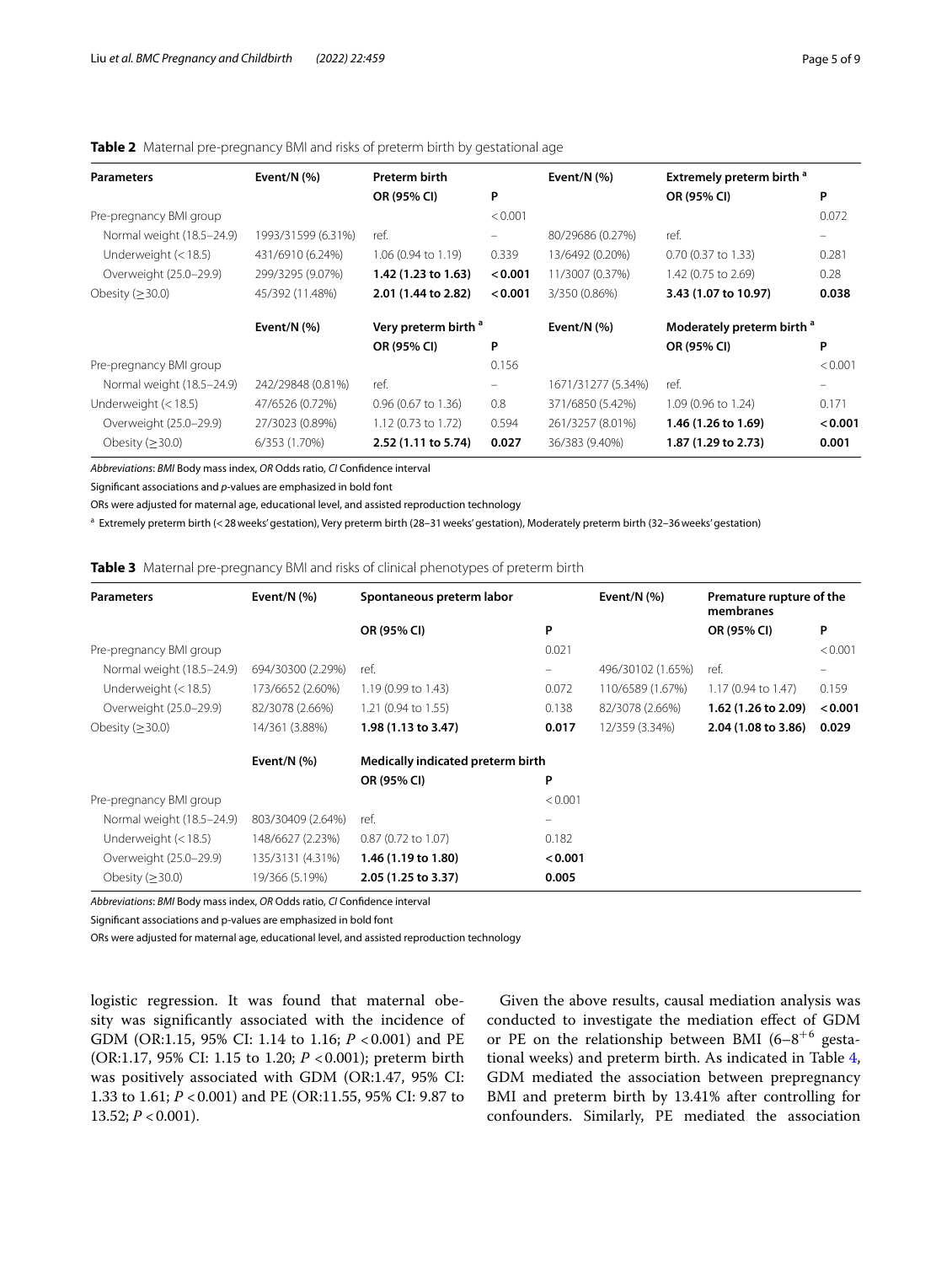**Table 2** Maternal pre-pregnancy BMI and risks of preterm birth by gestational age

| Parameters | Event/N (%) | Preterm birth | | Event/N (%) | Extremely preterm birth [a] | |
|---|---|---|---|---|---|---|
| | | OR (95% CI) | P | | OR (95% CI) | P |
| Pre-pregnancy BMI group | | | < 0.001 | | | 0.072 |
| Normal weight (18.5–24.9) | 1993/31599 (6.31%) | ref. | – | 80/29686 (0.27%) | ref. | – |
| Underweight (< 18.5) | 431/6910 (6.24%) | 1.06 (0.94 to 1.19) | 0.339 | 13/6492 (0.20%) | 0.70 (0.37 to 1.33) | 0.281 |
| Overweight (25.0–29.9) | 299/3295 (9.07%) | **1.42 (1.23 to 1.63)** | **< 0.001** | 11/3007 (0.37%) | 1.42 (0.75 to 2.69) | 0.28 |
| Obesity (≥30.0) | 45/392 (11.48%) | **2.01 (1.44 to 2.82)** | **< 0.001** | 3/350 (0.86%) | **3.43 (1.07 to 10.97)** | **0.038** |
| | **Event/N (%)** | **Very preterm birth [a]** | | **Event/N (%)** | **Moderately preterm birth [a]** | |
| | | **OR (95% CI)** | **P** | | **OR (95% CI)** | **P** |
| Pre-pregnancy BMI group | | | 0.156 | | | < 0.001 |
| Normal weight (18.5–24.9) | 242/29848 (0.81%) | ref. | – | 1671/31277 (5.34%) | ref. | – |
| Underweight (< 18.5) | 47/6526 (0.72%) | 0.96 (0.67 to 1.36) | 0.8 | 371/6850 (5.42%) | 1.09 (0.96 to 1.24) | 0.171 |
| Overweight (25.0–29.9) | 27/3023 (0.89%) | 1.12 (0.73 to 1.72) | 0.594 | 261/3257 (8.01%) | **1.46 (1.26 to 1.69)** | **< 0.001** |
| Obesity (≥30.0) | 6/353 (1.70%) | **2.52 (1.11 to 5.74)** | **0.027** | 36/383 (9.40%) | **1.87 (1.29 to 2.73)** | **0.001** |

*Abbreviations*: *BMI* Body mass index, *OR* Odds ratio, *CI* Confidence interval

Significant associations and *p*-values are emphasized in bold font

ORs were adjusted for maternal age, educational level, and assisted reproduction technology

[a] Extremely preterm birth (< 28 weeks' gestation), Very preterm birth (28–31 weeks' gestation), Moderately preterm birth (32–36 weeks' gestation)

**Table 3** Maternal pre-pregnancy BMI and risks of clinical phenotypes of preterm birth

| Parameters | Event/N (%) | Spontaneous preterm labor | | Event/N (%) | Premature rupture of the membranes | |
|---|---|---|---|---|---|---|
| | | OR (95% CI) | P | | OR (95% CI) | P |
| Pre-pregnancy BMI group | | | 0.021 | | | < 0.001 |
| Normal weight (18.5–24.9) | 694/30300 (2.29%) | ref. | – | 496/30102 (1.65%) | ref. | – |
| Underweight (< 18.5) | 173/6652 (2.60%) | 1.19 (0.99 to 1.43) | 0.072 | 110/6589 (1.67%) | 1.17 (0.94 to 1.47) | 0.159 |
| Overweight (25.0–29.9) | 82/3078 (2.66%) | 1.21 (0.94 to 1.55) | 0.138 | 82/3078 (2.66%) | **1.62 (1.26 to 2.09)** | **< 0.001** |
| Obesity (≥30.0) | 14/361 (3.88%) | **1.98 (1.13 to 3.47)** | **0.017** | 12/359 (3.34%) | **2.04 (1.08 to 3.86)** | **0.029** |
| | **Event/N (%)** | **Medically indicated preterm birth** | | | | |
| | | **OR (95% CI)** | **P** | | | |
| Pre-pregnancy BMI group | | | < 0.001 | | | |
| Normal weight (18.5–24.9) | 803/30409 (2.64%) | ref. | – | | | |
| Underweight (< 18.5) | 148/6627 (2.23%) | 0.87 (0.72 to 1.07) | 0.182 | | | |
| Overweight (25.0–29.9) | 135/3131 (4.31%) | **1.46 (1.19 to 1.80)** | **< 0.001** | | | |
| Obesity (≥30.0) | 19/366 (5.19%) | **2.05 (1.25 to 3.37)** | **0.005** | | | |

*Abbreviations*: *BMI* Body mass index, *OR* Odds ratio, *CI* Confidence interval

Significant associations and p-values are emphasized in bold font

ORs were adjusted for maternal age, educational level, and assisted reproduction technology

logistic regression. It was found that maternal obesity was significantly associated with the incidence of GDM (OR:1.15, 95% CI: 1.14 to 1.16; $P < 0.001$) and PE (OR:1.17, 95% CI: 1.15 to 1.20; $P < 0.001$); preterm birth was positively associated with GDM (OR:1.47, 95% CI: 1.33 to 1.61; $P < 0.001$) and PE (OR:11.55, 95% CI: 9.87 to 13.52; $P < 0.001$).

Given the above results, causal mediation analysis was conducted to investigate the mediation effect of GDM or PE on the relationship between BMI ($6–8^{+6}$ gestational weeks) and preterm birth. As indicated in Table 4, GDM mediated the association between prepregnancy BMI and preterm birth by 13.41% after controlling for confounders. Similarly, PE mediated the association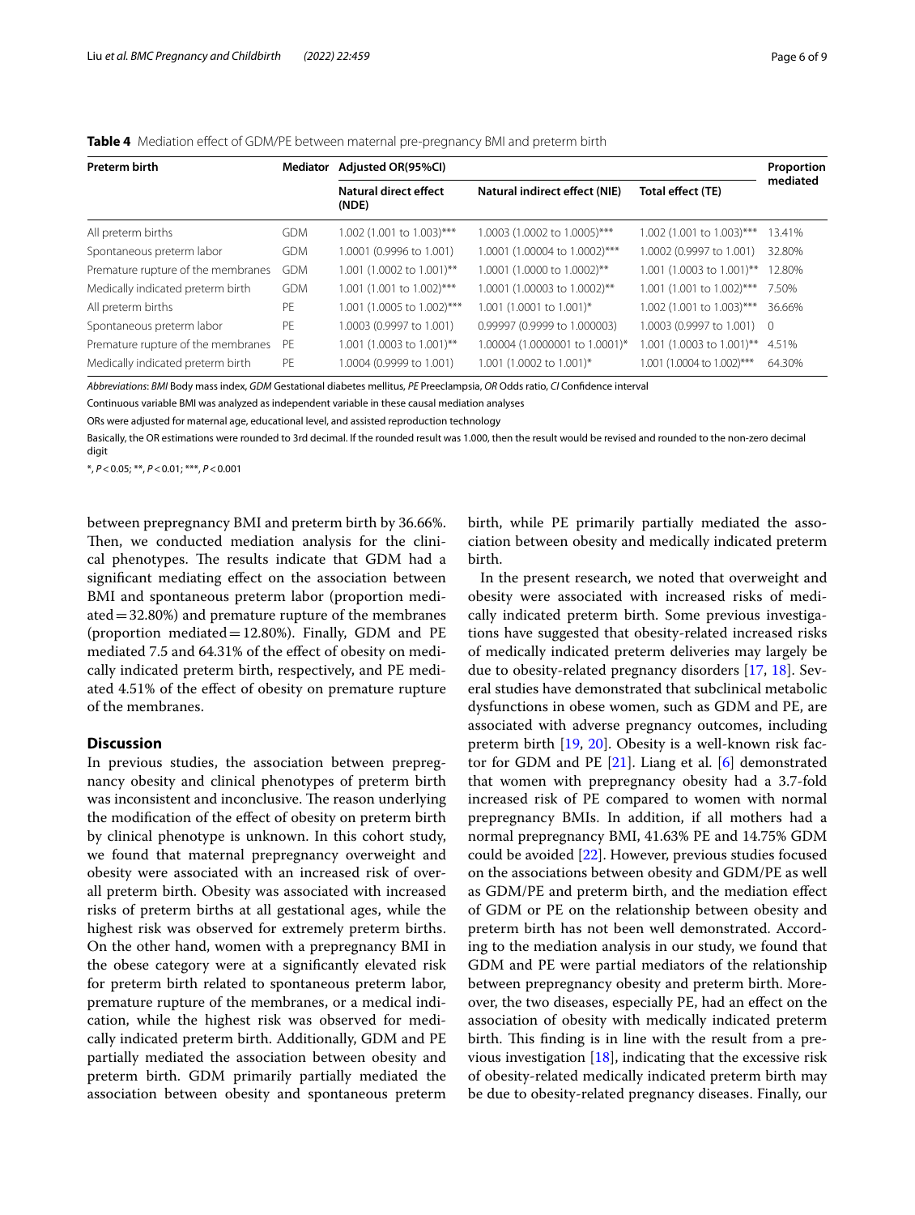**Table 4** Mediation effect of GDM/PE between maternal pre-pregnancy BMI and preterm birth

| Preterm birth | Mediator | Adjusted OR(95%CI) | | | Proportion mediated |
|---|---|---|---|---|---|
| | | Natural direct effect (NDE) | Natural indirect effect (NIE) | Total effect (TE) | |
| All preterm births | GDM | 1.002 (1.001 to 1.003)*** | 1.0003 (1.0002 to 1.0005)*** | 1.002 (1.001 to 1.003)*** | 13.41% |
| Spontaneous preterm labor | GDM | 1.0001 (0.9996 to 1.001) | 1.0001 (1.00004 to 1.0002)*** | 1.0002 (0.9997 to 1.001) | 32.80% |
| Premature rupture of the membranes | GDM | 1.001 (1.0002 to 1.001)** | 1.0001 (1.0000 to 1.0002)** | 1.001 (1.0003 to 1.001)** | 12.80% |
| Medically indicated preterm birth | GDM | 1.001 (1.001 to 1.002)*** | 1.0001 (1.00003 to 1.0002)** | 1.001 (1.001 to 1.002)*** | 7.50% |
| All preterm births | PE | 1.001 (1.0005 to 1.002)*** | 1.001 (1.0001 to 1.001)* | 1.002 (1.001 to 1.003)*** | 36.66% |
| Spontaneous preterm labor | PE | 1.0003 (0.9997 to 1.001) | 0.99997 (0.9999 to 1.000003) | 1.0003 (0.9997 to 1.001) | 0 |
| Premature rupture of the membranes | PE | 1.001 (1.0003 to 1.001)** | 1.00004 (1.0000001 to 1.0001)* | 1.001 (1.0003 to 1.001)** | 4.51% |
| Medically indicated preterm birth | PE | 1.0004 (0.9999 to 1.001) | 1.001 (1.0002 to 1.001)* | 1.001 (1.0004 to 1.002)*** | 64.30% |

*Abbreviations*: *BMI* Body mass index, *GDM* Gestational diabetes mellitus, *PE* Preeclampsia, *OR* Odds ratio, *CI* Confidence interval

Continuous variable BMI was analyzed as independent variable in these causal mediation analyses

ORs were adjusted for maternal age, educational level, and assisted reproduction technology

Basically, the OR estimations were rounded to 3rd decimal. If the rounded result was 1.000, then the result would be revised and rounded to the non-zero decimal digit

*, $P < 0.05$; **, $P < 0.01$; ***, $P < 0.001$

between prepregnancy BMI and preterm birth by 36.66%. Then, we conducted mediation analysis for the clinical phenotypes. The results indicate that GDM had a significant mediating effect on the association between BMI and spontaneous preterm labor (proportion mediated = 32.80%) and premature rupture of the membranes (proportion mediated = 12.80%). Finally, GDM and PE mediated 7.5 and 64.31% of the effect of obesity on medically indicated preterm birth, respectively, and PE mediated 4.51% of the effect of obesity on premature rupture of the membranes.

## Discussion

In previous studies, the association between prepregnancy obesity and clinical phenotypes of preterm birth was inconsistent and inconclusive. The reason underlying the modification of the effect of obesity on preterm birth by clinical phenotype is unknown. In this cohort study, we found that maternal prepregnancy overweight and obesity were associated with an increased risk of overall preterm birth. Obesity was associated with increased risks of preterm births at all gestational ages, while the highest risk was observed for extremely preterm births. On the other hand, women with a prepregnancy BMI in the obese category were at a significantly elevated risk for preterm birth related to spontaneous preterm labor, premature rupture of the membranes, or a medical indication, while the highest risk was observed for medically indicated preterm birth. Additionally, GDM and PE partially mediated the association between obesity and preterm birth. GDM primarily partially mediated the association between obesity and spontaneous preterm birth, while PE primarily partially mediated the association between obesity and medically indicated preterm birth.

In the present research, we noted that overweight and obesity were associated with increased risks of medically indicated preterm birth. Some previous investigations have suggested that obesity-related increased risks of medically indicated preterm deliveries may largely be due to obesity-related pregnancy disorders [17, 18]. Several studies have demonstrated that subclinical metabolic dysfunctions in obese women, such as GDM and PE, are associated with adverse pregnancy outcomes, including preterm birth [19, 20]. Obesity is a well-known risk factor for GDM and PE [21]. Liang et al. [6] demonstrated that women with prepregnancy obesity had a 3.7-fold increased risk of PE compared to women with normal prepregnancy BMIs. In addition, if all mothers had a normal prepregnancy BMI, 41.63% PE and 14.75% GDM could be avoided [22]. However, previous studies focused on the associations between obesity and GDM/PE as well as GDM/PE and preterm birth, and the mediation effect of GDM or PE on the relationship between obesity and preterm birth has not been well demonstrated. According to the mediation analysis in our study, we found that GDM and PE were partial mediators of the relationship between prepregnancy obesity and preterm birth. Moreover, the two diseases, especially PE, had an effect on the association of obesity with medically indicated preterm birth. This finding is in line with the result from a previous investigation [18], indicating that the excessive risk of obesity-related medically indicated preterm birth may be due to obesity-related pregnancy diseases. Finally, our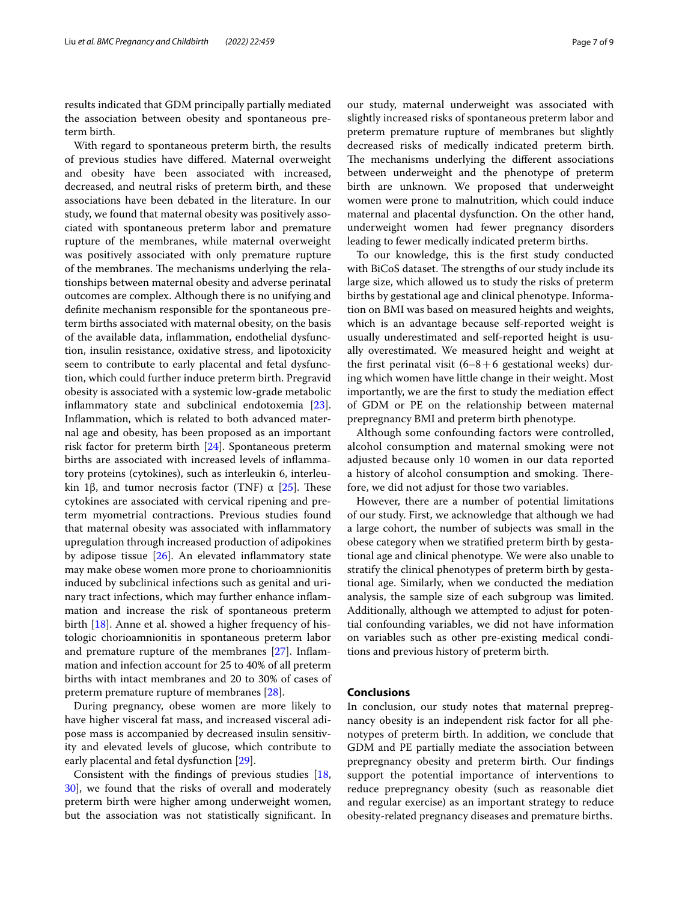results indicated that GDM principally partially mediated the association between obesity and spontaneous preterm birth.

With regard to spontaneous preterm birth, the results of previous studies have differed. Maternal overweight and obesity have been associated with increased, decreased, and neutral risks of preterm birth, and these associations have been debated in the literature. In our study, we found that maternal obesity was positively associated with spontaneous preterm labor and premature rupture of the membranes, while maternal overweight was positively associated with only premature rupture of the membranes. The mechanisms underlying the relationships between maternal obesity and adverse perinatal outcomes are complex. Although there is no unifying and definite mechanism responsible for the spontaneous preterm births associated with maternal obesity, on the basis of the available data, inflammation, endothelial dysfunction, insulin resistance, oxidative stress, and lipotoxicity seem to contribute to early placental and fetal dysfunction, which could further induce preterm birth. Pregravid obesity is associated with a systemic low-grade metabolic inflammatory state and subclinical endotoxemia [23]. Inflammation, which is related to both advanced maternal age and obesity, has been proposed as an important risk factor for preterm birth [24]. Spontaneous preterm births are associated with increased levels of inflammatory proteins (cytokines), such as interleukin 6, interleukin 1β, and tumor necrosis factor (TNF) α [25]. These cytokines are associated with cervical ripening and preterm myometrial contractions. Previous studies found that maternal obesity was associated with inflammatory upregulation through increased production of adipokines by adipose tissue [26]. An elevated inflammatory state may make obese women more prone to chorioamnionitis induced by subclinical infections such as genital and urinary tract infections, which may further enhance inflammation and increase the risk of spontaneous preterm birth [18]. Anne et al. showed a higher frequency of histologic chorioamnionitis in spontaneous preterm labor and premature rupture of the membranes [27]. Inflammation and infection account for 25 to 40% of all preterm births with intact membranes and 20 to 30% of cases of preterm premature rupture of membranes [28].

During pregnancy, obese women are more likely to have higher visceral fat mass, and increased visceral adipose mass is accompanied by decreased insulin sensitivity and elevated levels of glucose, which contribute to early placental and fetal dysfunction [29].

Consistent with the findings of previous studies [18, 30], we found that the risks of overall and moderately preterm birth were higher among underweight women, but the association was not statistically significant. In our study, maternal underweight was associated with slightly increased risks of spontaneous preterm labor and preterm premature rupture of membranes but slightly decreased risks of medically indicated preterm birth. The mechanisms underlying the different associations between underweight and the phenotype of preterm birth are unknown. We proposed that underweight women were prone to malnutrition, which could induce maternal and placental dysfunction. On the other hand, underweight women had fewer pregnancy disorders leading to fewer medically indicated preterm births.

To our knowledge, this is the first study conducted with BiCoS dataset. The strengths of our study include its large size, which allowed us to study the risks of preterm births by gestational age and clinical phenotype. Information on BMI was based on measured heights and weights, which is an advantage because self-reported weight is usually underestimated and self-reported height is usually overestimated. We measured height and weight at the first perinatal visit (6–8 + 6 gestational weeks) during which women have little change in their weight. Most importantly, we are the first to study the mediation effect of GDM or PE on the relationship between maternal prepregnancy BMI and preterm birth phenotype.

Although some confounding factors were controlled, alcohol consumption and maternal smoking were not adjusted because only 10 women in our data reported a history of alcohol consumption and smoking. Therefore, we did not adjust for those two variables.

However, there are a number of potential limitations of our study. First, we acknowledge that although we had a large cohort, the number of subjects was small in the obese category when we stratified preterm birth by gestational age and clinical phenotype. We were also unable to stratify the clinical phenotypes of preterm birth by gestational age. Similarly, when we conducted the mediation analysis, the sample size of each subgroup was limited. Additionally, although we attempted to adjust for potential confounding variables, we did not have information on variables such as other pre-existing medical conditions and previous history of preterm birth.

## Conclusions

In conclusion, our study notes that maternal prepregnancy obesity is an independent risk factor for all phenotypes of preterm birth. In addition, we conclude that GDM and PE partially mediate the association between prepregnancy obesity and preterm birth. Our findings support the potential importance of interventions to reduce prepregnancy obesity (such as reasonable diet and regular exercise) as an important strategy to reduce obesity-related pregnancy diseases and premature births.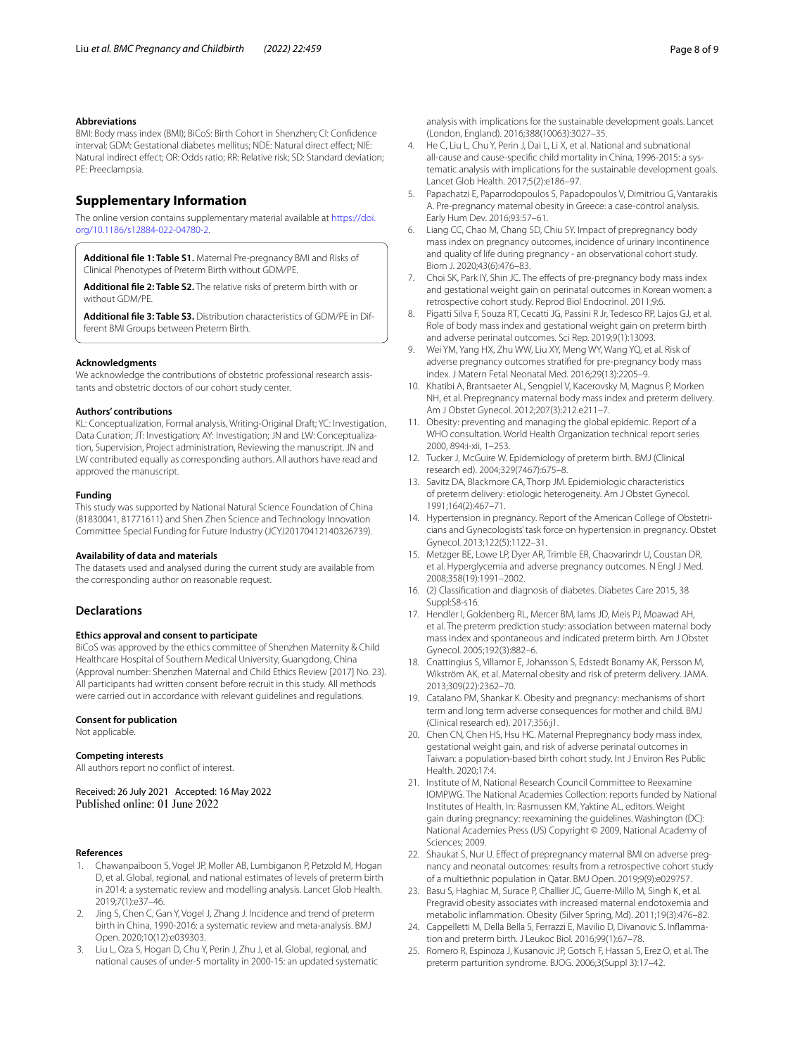### Abbreviations

BMI: Body mass index (BMI); BiCoS: Birth Cohort in Shenzhen; CI: Confidence interval; GDM: Gestational diabetes mellitus; NDE: Natural direct effect; NIE: Natural indirect effect; OR: Odds ratio; RR: Relative risk; SD: Standard deviation; PE: Preeclampsia.

## Supplementary Information

The online version contains supplementary material available at https://doi.org/10.1186/s12884-022-04780-2.

**Additional file 1: Table S1.** Maternal Pre-pregnancy BMI and Risks of Clinical Phenotypes of Preterm Birth without GDM/PE.

**Additional file 2: Table S2.** The relative risks of preterm birth with or without GDM/PE.

**Additional file 3: Table S3.** Distribution characteristics of GDM/PE in Different BMI Groups between Preterm Birth.

### Acknowledgments

We acknowledge the contributions of obstetric professional research assistants and obstetric doctors of our cohort study center.

### Authors' contributions

KL: Conceptualization, Formal analysis, Writing-Original Draft; YC: Investigation, Data Curation; JT: Investigation; AY: Investigation; JN and LW: Conceptualization, Supervision, Project administration, Reviewing the manuscript. JN and LW contributed equally as corresponding authors. All authors have read and approved the manuscript.

### Funding

This study was supported by National Natural Science Foundation of China (81830041, 81771611) and Shen Zhen Science and Technology Innovation Committee Special Funding for Future Industry (JCYJ20170412140326739).

### Availability of data and materials

The datasets used and analysed during the current study are available from the corresponding author on reasonable request.

## Declarations

### Ethics approval and consent to participate

BiCoS was approved by the ethics committee of Shenzhen Maternity & Child Healthcare Hospital of Southern Medical University, Guangdong, China (Approval number: Shenzhen Maternal and Child Ethics Review [2017] No. 23). All participants had written consent before recruit in this study. All methods were carried out in accordance with relevant guidelines and regulations.

### Consent for publication

Not applicable.

### Competing interests

All authors report no conflict of interest.

Received: 26 July 2021 Accepted: 16 May 2022
Published online: 01 June 2022

### References

1. Chawanpaiboon S, Vogel JP, Moller AB, Lumbiganon P, Petzold M, Hogan D, et al. Global, regional, and national estimates of levels of preterm birth in 2014: a systematic review and modelling analysis. Lancet Glob Health. 2019;7(1):e37–46.
2. Jing S, Chen C, Gan Y, Vogel J, Zhang J. Incidence and trend of preterm birth in China, 1990-2016: a systematic review and meta-analysis. BMJ Open. 2020;10(12):e039303.
3. Liu L, Oza S, Hogan D, Chu Y, Perin J, Zhu J, et al. Global, regional, and national causes of under-5 mortality in 2000-15: an updated systematic analysis with implications for the sustainable development goals. Lancet (London, England). 2016;388(10063):3027–35.
4. He C, Liu L, Chu Y, Perin J, Dai L, Li X, et al. National and subnational all-cause and cause-specific child mortality in China, 1996-2015: a systematic analysis with implications for the sustainable development goals. Lancet Glob Health. 2017;5(2):e186–97.
5. Papachatzi E, Paparrodopoulos S, Papadopoulos V, Dimitriou G, Vantarakis A. Pre-pregnancy maternal obesity in Greece: a case-control analysis. Early Hum Dev. 2016;93:57–61.
6. Liang CC, Chao M, Chang SD, Chiu SY. Impact of prepregnancy body mass index on pregnancy outcomes, incidence of urinary incontinence and quality of life during pregnancy - an observational cohort study. Biom J. 2020;43(6):476–83.
7. Choi SK, Park IY, Shin JC. The effects of pre-pregnancy body mass index and gestational weight gain on perinatal outcomes in Korean women: a retrospective cohort study. Reprod Biol Endocrinol. 2011;9:6.
8. Pigatti Silva F, Souza RT, Cecatti JG, Passini R Jr, Tedesco RP, Lajos GJ, et al. Role of body mass index and gestational weight gain on preterm birth and adverse perinatal outcomes. Sci Rep. 2019;9(1):13093.
9. Wei YM, Yang HX, Zhu WW, Liu XY, Meng WY, Wang YQ, et al. Risk of adverse pregnancy outcomes stratified for pre-pregnancy body mass index. J Matern Fetal Neonatal Med. 2016;29(13):2205–9.
10. Khatibi A, Brantsaeter AL, Sengpiel V, Kacerovsky M, Magnus P, Morken NH, et al. Prepregnancy maternal body mass index and preterm delivery. Am J Obstet Gynecol. 2012;207(3):212.e211–7.
11. Obesity: preventing and managing the global epidemic. Report of a WHO consultation. World Health Organization technical report series 2000, 894:i-xii, 1–253.
12. Tucker J, McGuire W. Epidemiology of preterm birth. BMJ (Clinical research ed). 2004;329(7467):675–8.
13. Savitz DA, Blackmore CA, Thorp JM. Epidemiologic characteristics of preterm delivery: etiologic heterogeneity. Am J Obstet Gynecol. 1991;164(2):467–71.
14. Hypertension in pregnancy. Report of the American College of Obstetricians and Gynecologists' task force on hypertension in pregnancy. Obstet Gynecol. 2013;122(5):1122–31.
15. Metzger BE, Lowe LP, Dyer AR, Trimble ER, Chaovarindr U, Coustan DR, et al. Hyperglycemia and adverse pregnancy outcomes. N Engl J Med. 2008;358(19):1991–2002.
16. (2) Classification and diagnosis of diabetes. Diabetes Care 2015, 38 Suppl:S8-s16.
17. Hendler I, Goldenberg RL, Mercer BM, Iams JD, Meis PJ, Moawad AH, et al. The preterm prediction study: association between maternal body mass index and spontaneous and indicated preterm birth. Am J Obstet Gynecol. 2005;192(3):882–6.
18. Cnattingius S, Villamor E, Johansson S, Edstedt Bonamy AK, Persson M, Wikström AK, et al. Maternal obesity and risk of preterm delivery. JAMA. 2013;309(22):2362–70.
19. Catalano PM, Shankar K. Obesity and pregnancy: mechanisms of short term and long term adverse consequences for mother and child. BMJ (Clinical research ed). 2017;356:j1.
20. Chen CN, Chen HS, Hsu HC. Maternal Prepregnancy body mass index, gestational weight gain, and risk of adverse perinatal outcomes in Taiwan: a population-based birth cohort study. Int J Environ Res Public Health. 2020;17:4.
21. Institute of M, National Research Council Committee to Reexamine IOMPWG. The National Academies Collection: reports funded by National Institutes of Health. In: Rasmussen KM, Yaktine AL, editors. Weight gain during pregnancy: reexamining the guidelines. Washington (DC): National Academies Press (US) Copyright © 2009, National Academy of Sciences; 2009.
22. Shaukat S, Nur U. Effect of prepregnancy maternal BMI on adverse pregnancy and neonatal outcomes: results from a retrospective cohort study of a multiethnic population in Qatar. BMJ Open. 2019;9(9):e029757.
23. Basu S, Haghiac M, Surace P, Challier JC, Guerre-Millo M, Singh K, et al. Pregravid obesity associates with increased maternal endotoxemia and metabolic inflammation. Obesity (Silver Spring, Md). 2011;19(3):476–82.
24. Cappelletti M, Della Bella S, Ferrazzi E, Mavilio D, Divanovic S. Inflammation and preterm birth. J Leukoc Biol. 2016;99(1):67–78.
25. Romero R, Espinoza J, Kusanovic JP, Gotsch F, Hassan S, Erez O, et al. The preterm parturition syndrome. BJOG. 2006;3(Suppl 3):17–42.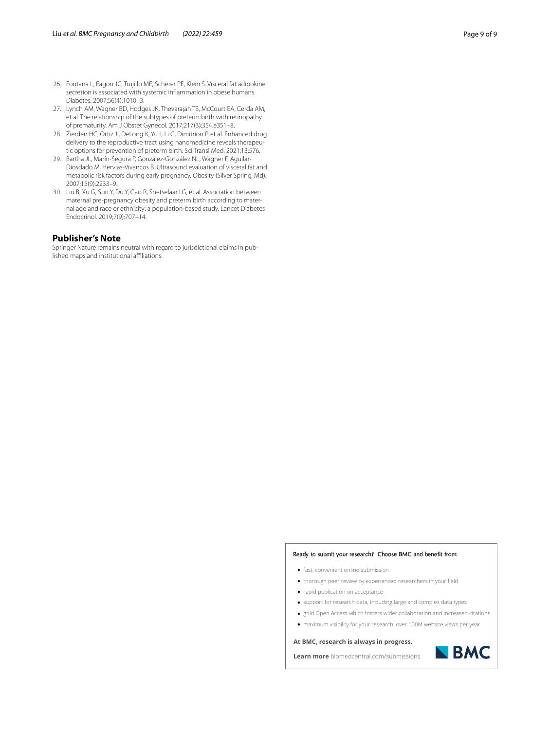26. Fontana L, Eagon JC, Trujillo ME, Scherer PE, Klein S. Visceral fat adipokine secretion is associated with systemic inflammation in obese humans. Diabetes. 2007;56(4):1010–3.
27. Lynch AM, Wagner BD, Hodges JK, Thevarajah TS, McCourt EA, Cerda AM, et al. The relationship of the subtypes of preterm birth with retinopathy of prematurity. Am J Obstet Gynecol. 2017;217(3):354.e351–8.
28. Zierden HC, Ortiz JI, DeLong K, Yu J, Li G, Dimitrion P, et al. Enhanced drug delivery to the reproductive tract using nanomedicine reveals therapeutic options for prevention of preterm birth. Sci Transl Med. 2021;13:576.
29. Bartha JL, Marín-Segura P, González-González NL, Wagner F, Aguilar-Diosdado M, Hervias-Vivancos B. Ultrasound evaluation of visceral fat and metabolic risk factors during early pregnancy. Obesity (Silver Spring, Md). 2007;15(9):2233–9.
30. Liu B, Xu G, Sun Y, Du Y, Gao R, Snetselaar LG, et al. Association between maternal pre-pregnancy obesity and preterm birth according to maternal age and race or ethnicity: a population-based study. Lancet Diabetes Endocrinol. 2019;7(9):707–14.

## Publisher's Note

Springer Nature remains neutral with regard to jurisdictional claims in published maps and institutional affiliations.

Ready to submit your research? Choose BMC and benefit from:

- fast, convenient online submission
- thorough peer review by experienced researchers in your field
- rapid publication on acceptance
- support for research data, including large and complex data types
- gold Open Access which fosters wider collaboration and increased citations
- maximum visibility for your research: over 100M website views per year

**At BMC, research is always in progress.**

**Learn more** biomedcentral.com/submissions

BMC